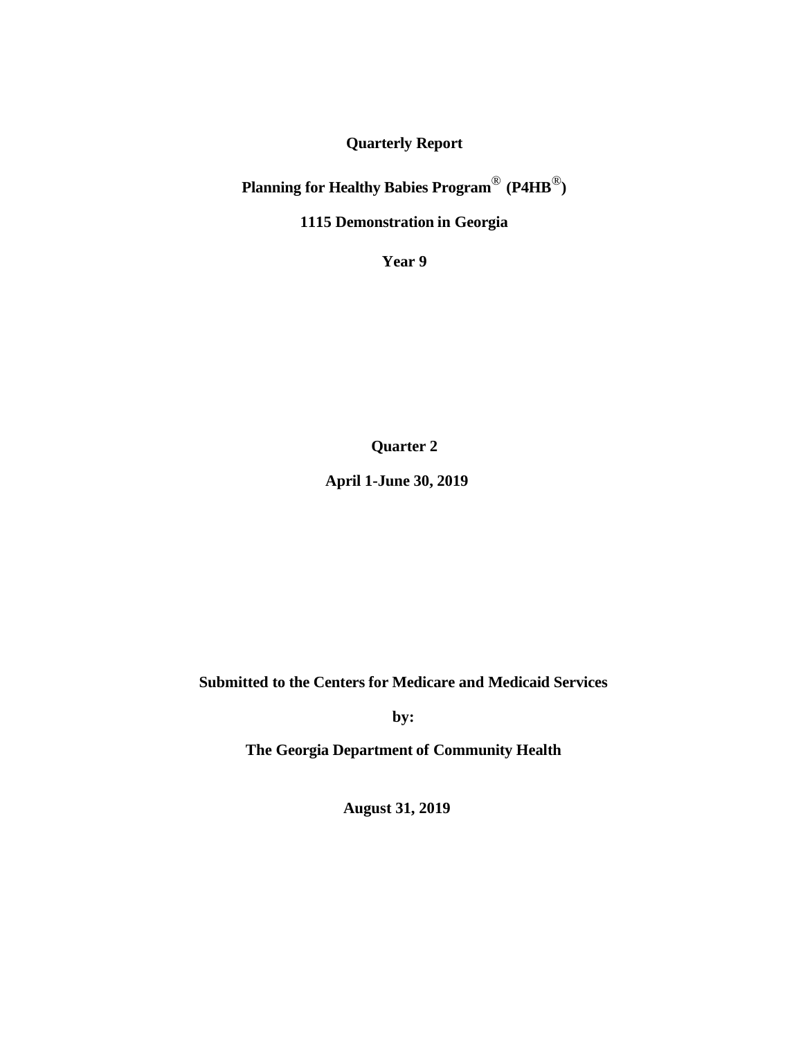**Quarterly Report**

**Planning for Healthy Babies Program® (P4HB®)**

**1115 Demonstration in Georgia**

**Year 9**

**Quarter 2**

**April 1-June 30, 2019**

**Submitted to the Centers for Medicare and Medicaid Services**

**by:**

**The Georgia Department of Community Health**

**August 31, 2019**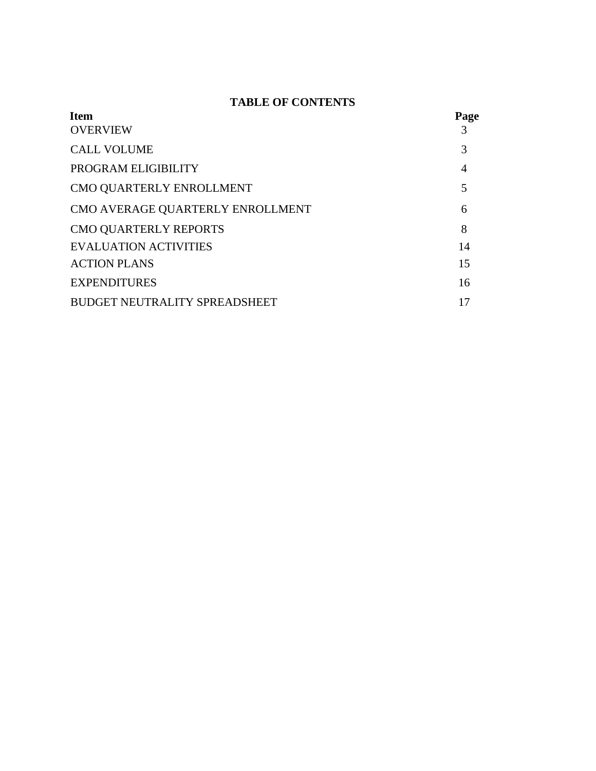**TABLE OF CONTENTS**

| Item | Page |
|---|---|
| OVERVIEW | 3 |
| CALL VOLUME | 3 |
| PROGRAM ELIGIBILITY | 4 |
| CMO QUARTERLY ENROLLMENT | 5 |
| CMO AVERAGE QUARTERLY ENROLLMENT | 6 |
| CMO QUARTERLY REPORTS | 8 |
| EVALUATION ACTIVITIES | 14 |
| ACTION PLANS | 15 |
| EXPENDITURES | 16 |
| BUDGET NEUTRALITY SPREADSHEET | 17 |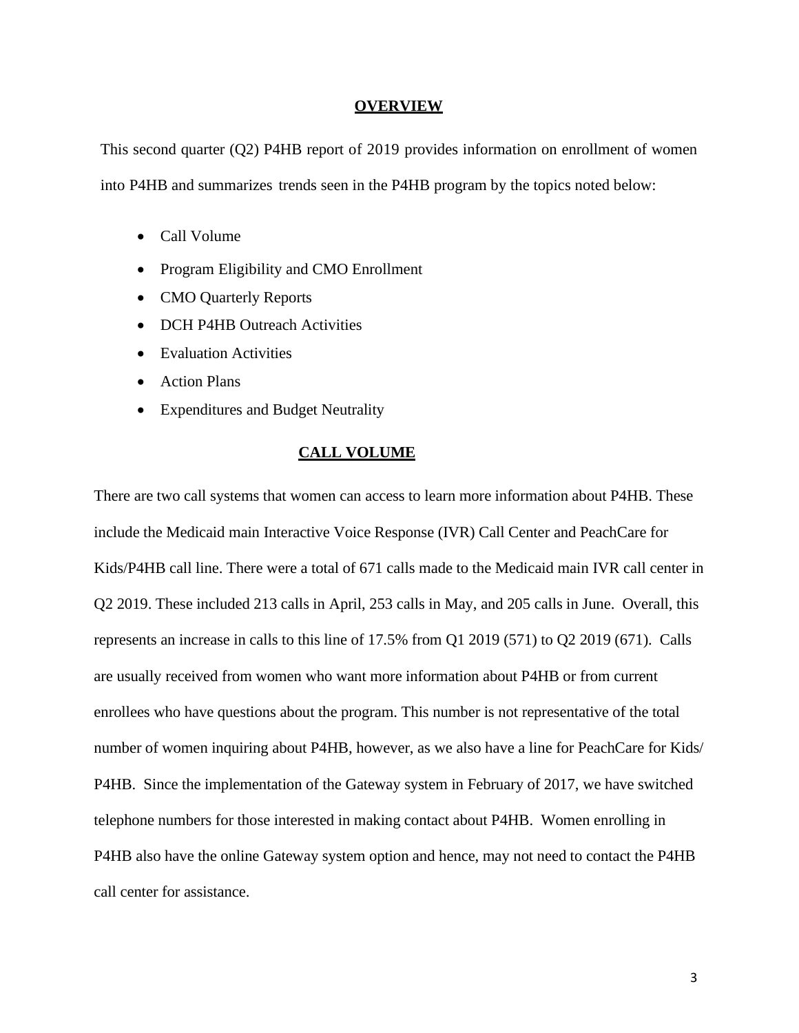## OVERVIEW

This second quarter (Q2) P4HB report of 2019 provides information on enrollment of women into P4HB and summarizes trends seen in the P4HB program by the topics noted below:

- Call Volume
- Program Eligibility and CMO Enrollment
- CMO Quarterly Reports
- DCH P4HB Outreach Activities
- Evaluation Activities
- Action Plans
- Expenditures and Budget Neutrality

## CALL VOLUME

There are two call systems that women can access to learn more information about P4HB. These include the Medicaid main Interactive Voice Response (IVR) Call Center and PeachCare for Kids/P4HB call line. There were a total of 671 calls made to the Medicaid main IVR call center in Q2 2019. These included 213 calls in April, 253 calls in May, and 205 calls in June. Overall, this represents an increase in calls to this line of 17.5% from Q1 2019 (571) to Q2 2019 (671). Calls are usually received from women who want more information about P4HB or from current enrollees who have questions about the program. This number is not representative of the total number of women inquiring about P4HB, however, as we also have a line for PeachCare for Kids/ P4HB. Since the implementation of the Gateway system in February of 2017, we have switched telephone numbers for those interested in making contact about P4HB. Women enrolling in P4HB also have the online Gateway system option and hence, may not need to contact the P4HB call center for assistance.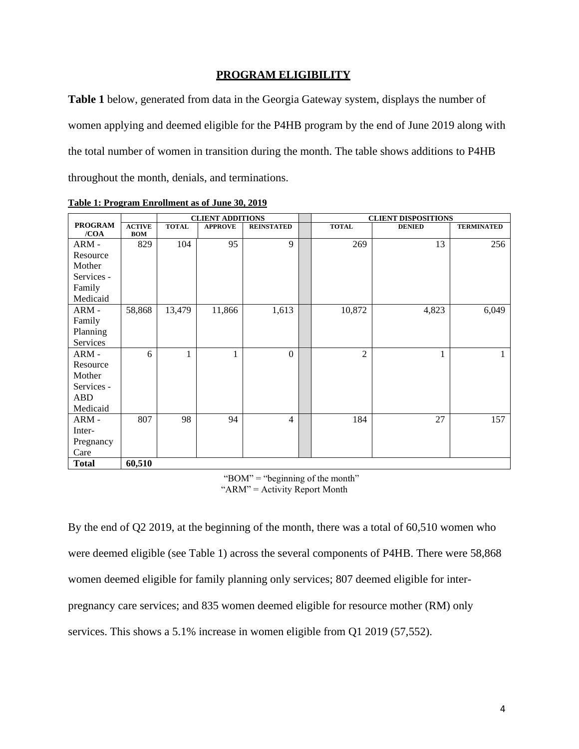## PROGRAM ELIGIBILITY

**Table 1** below, generated from data in the Georgia Gateway system, displays the number of women applying and deemed eligible for the P4HB program by the end of June 2019 along with the total number of women in transition during the month. The table shows additions to P4HB throughout the month, denials, and terminations.

**Table 1: Program Enrollment as of June 30, 2019**

| PROGRAM /COA | ACTIVE BOM | CLIENT ADDITIONS | | | | CLIENT DISPOSITIONS | | |
|---|---|---|---|---|---|---|---|---|
| | | TOTAL | APPROVE | REINSTATED | | TOTAL | DENIED | TERMINATED |
| ARM - Resource Mother Services - Family Medicaid | 829 | 104 | 95 | 9 | | 269 | 13 | 256 |
| ARM - Family Planning Services | 58,868 | 13,479 | 11,866 | 1,613 | | 10,872 | 4,823 | 6,049 |
| ARM - Resource Mother Services - ABD Medicaid | 6 | 1 | 1 | 0 | | 2 | 1 | 1 |
| ARM - Inter-Pregnancy Care | 807 | 98 | 94 | 4 | | 184 | 27 | 157 |
| Total | 60,510 | | | | | | | |

"BOM" = "beginning of the month"
"ARM" = Activity Report Month

By the end of Q2 2019, at the beginning of the month, there was a total of 60,510 women who were deemed eligible (see Table 1) across the several components of P4HB. There were 58,868 women deemed eligible for family planning only services; 807 deemed eligible for inter-pregnancy care services; and 835 women deemed eligible for resource mother (RM) only services. This shows a 5.1% increase in women eligible from Q1 2019 (57,552).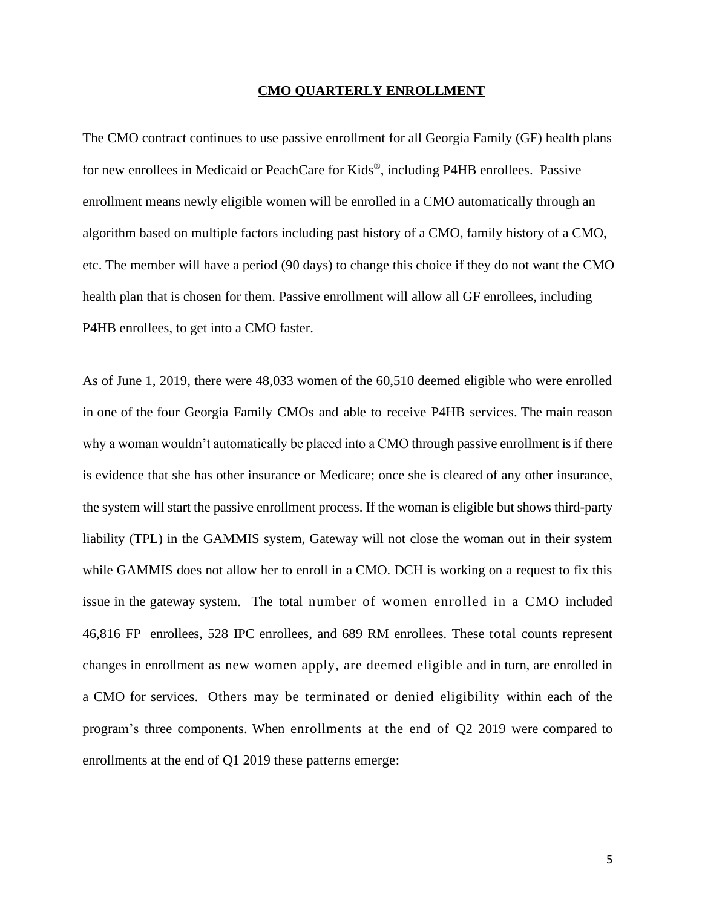## CMO QUARTERLY ENROLLMENT

The CMO contract continues to use passive enrollment for all Georgia Family (GF) health plans for new enrollees in Medicaid or PeachCare for Kids®, including P4HB enrollees. Passive enrollment means newly eligible women will be enrolled in a CMO automatically through an algorithm based on multiple factors including past history of a CMO, family history of a CMO, etc. The member will have a period (90 days) to change this choice if they do not want the CMO health plan that is chosen for them. Passive enrollment will allow all GF enrollees, including P4HB enrollees, to get into a CMO faster.

As of June 1, 2019, there were 48,033 women of the 60,510 deemed eligible who were enrolled in one of the four Georgia Family CMOs and able to receive P4HB services. The main reason why a woman wouldn't automatically be placed into a CMO through passive enrollment is if there is evidence that she has other insurance or Medicare; once she is cleared of any other insurance, the system will start the passive enrollment process. If the woman is eligible but shows third-party liability (TPL) in the GAMMIS system, Gateway will not close the woman out in their system while GAMMIS does not allow her to enroll in a CMO. DCH is working on a request to fix this issue in the gateway system. The total number of women enrolled in a CMO included 46,816 FP enrollees, 528 IPC enrollees, and 689 RM enrollees. These total counts represent changes in enrollment as new women apply, are deemed eligible and in turn, are enrolled in a CMO for services. Others may be terminated or denied eligibility within each of the program's three components. When enrollments at the end of Q2 2019 were compared to enrollments at the end of Q1 2019 these patterns emerge: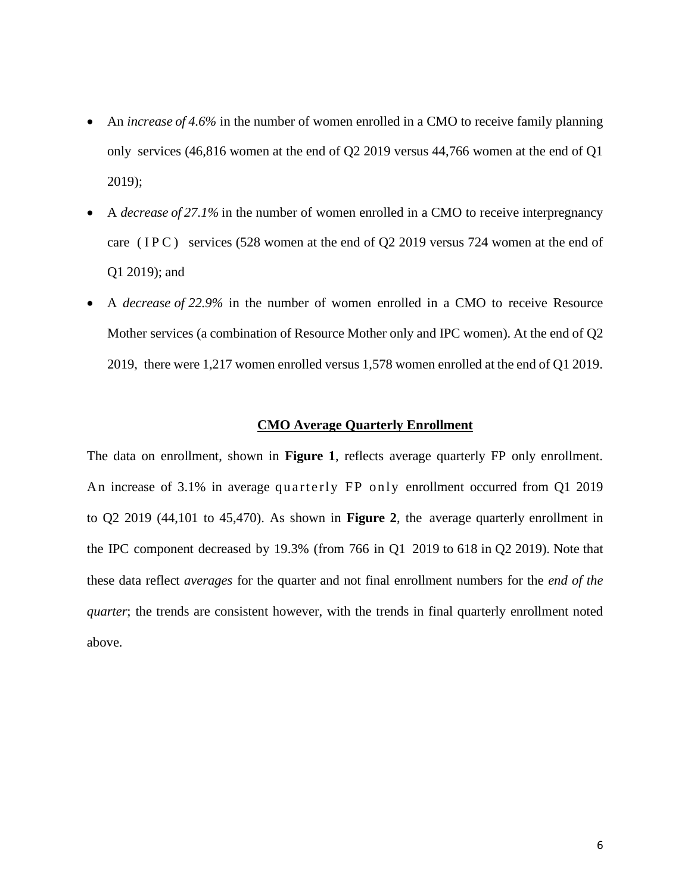- An *increase of 4.6%* in the number of women enrolled in a CMO to receive family planning only services (46,816 women at the end of Q2 2019 versus 44,766 women at the end of Q1 2019);
- A *decrease of 27.1%* in the number of women enrolled in a CMO to receive interpregnancy care (IPC) services (528 women at the end of Q2 2019 versus 724 women at the end of Q1 2019); and
- A *decrease of 22.9%* in the number of women enrolled in a CMO to receive Resource Mother services (a combination of Resource Mother only and IPC women). At the end of Q2 2019, there were 1,217 women enrolled versus 1,578 women enrolled at the end of Q1 2019.

## CMO Average Quarterly Enrollment

The data on enrollment, shown in **Figure 1**, reflects average quarterly FP only enrollment. An increase of 3.1% in average quarterly FP only enrollment occurred from Q1 2019 to Q2 2019 (44,101 to 45,470). As shown in **Figure 2**, the average quarterly enrollment in the IPC component decreased by 19.3% (from 766 in Q1 2019 to 618 in Q2 2019). Note that these data reflect *averages* for the quarter and not final enrollment numbers for the *end of the quarter*; the trends are consistent however, with the trends in final quarterly enrollment noted above.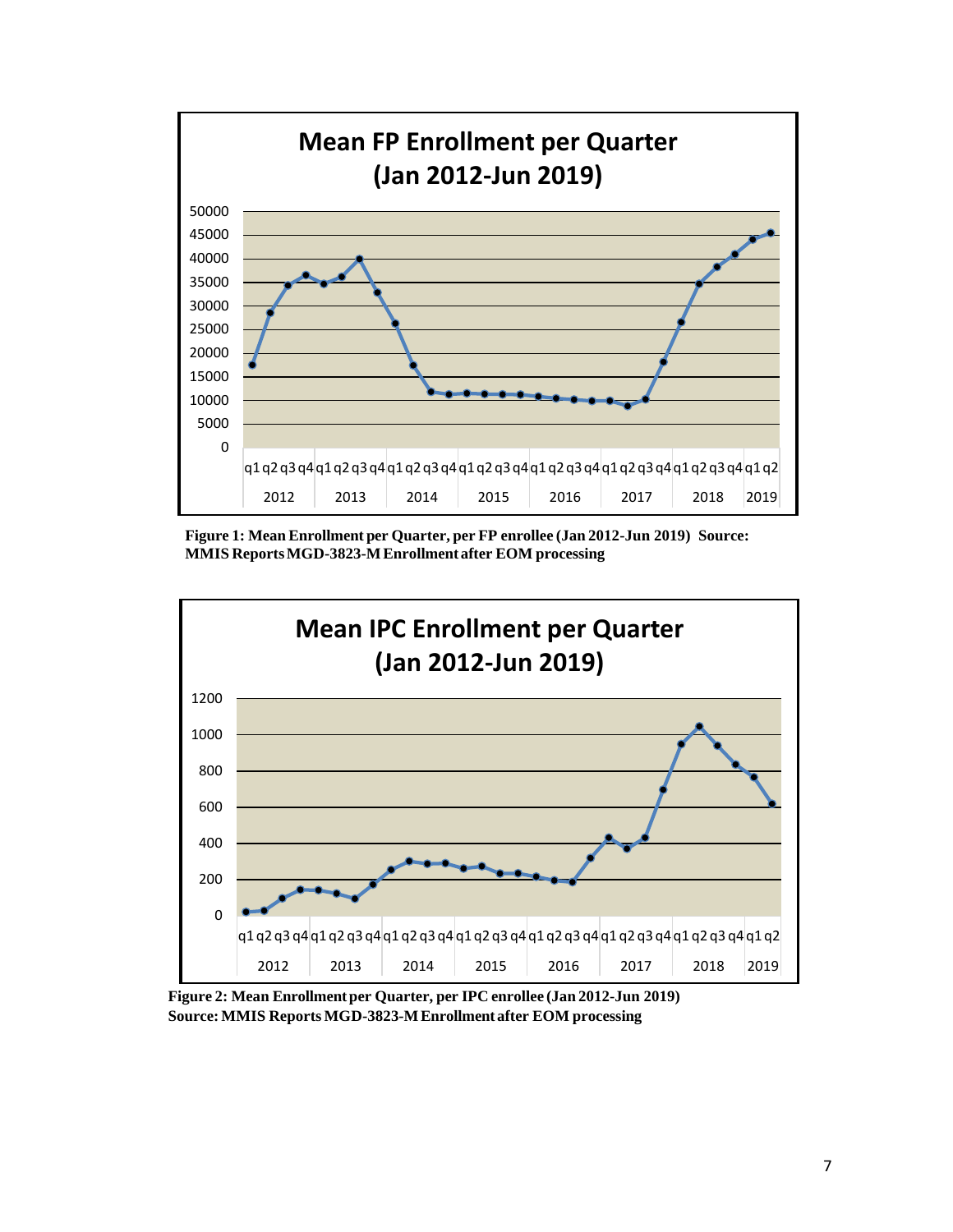**Figure 1: Mean Enrollment per Quarter, per FP enrollee (Jan 2012-Jun 2019) Source: MMIS Reports MGD-3823-M Enrollment after EOM processing**

**Figure 2: Mean Enrollment per Quarter, per IPC enrollee (Jan 2012-Jun 2019) Source: MMIS Reports MGD-3823-M Enrollment after EOM processing**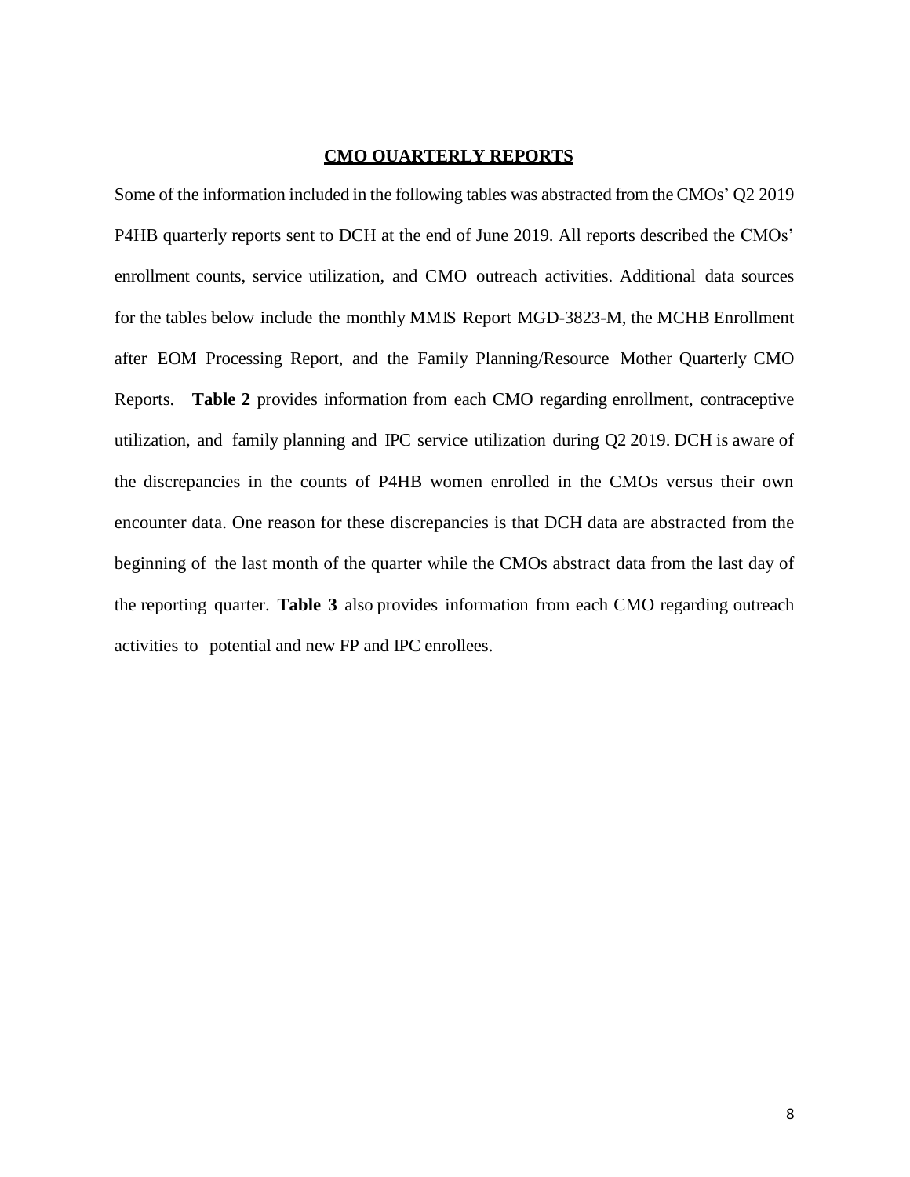## CMO QUARTERLY REPORTS

Some of the information included in the following tables was abstracted from the CMOs' Q2 2019 P4HB quarterly reports sent to DCH at the end of June 2019. All reports described the CMOs' enrollment counts, service utilization, and CMO outreach activities. Additional data sources for the tables below include the monthly MMIS Report MGD-3823-M, the MCHB Enrollment after EOM Processing Report, and the Family Planning/Resource Mother Quarterly CMO Reports. **Table 2** provides information from each CMO regarding enrollment, contraceptive utilization, and family planning and IPC service utilization during Q2 2019. DCH is aware of the discrepancies in the counts of P4HB women enrolled in the CMOs versus their own encounter data. One reason for these discrepancies is that DCH data are abstracted from the beginning of the last month of the quarter while the CMOs abstract data from the last day of the reporting quarter. **Table 3** also provides information from each CMO regarding outreach activities to potential and new FP and IPC enrollees.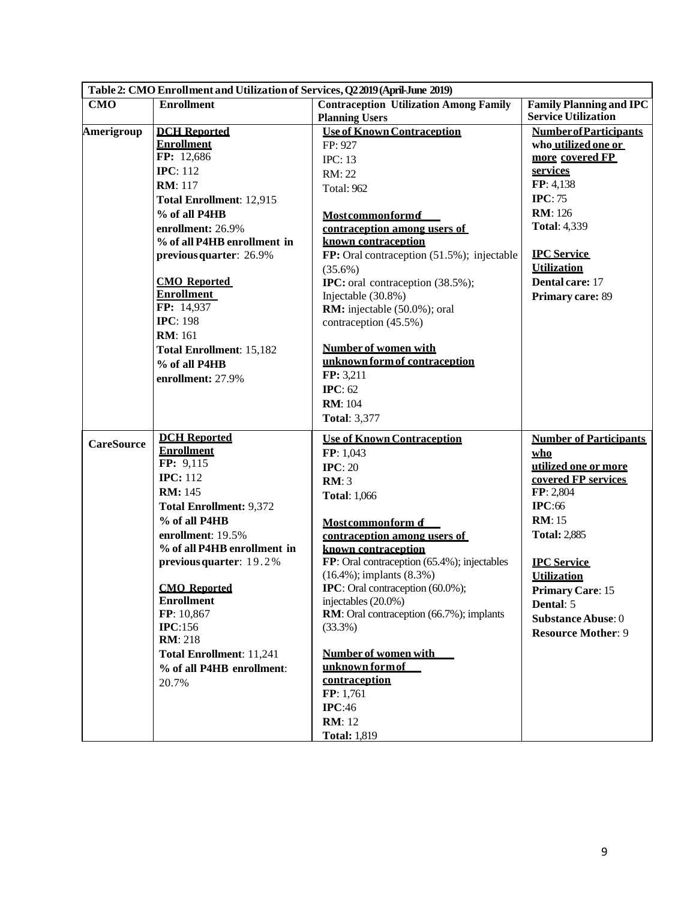| Table 2: CMO Enrollment and Utilization of Services, Q2 2019 (April-June 2019) | | | |
|---|---|---|---|
| **CMO** | **Enrollment** | **Contraception Utilization Among Family Planning Users** | **Family Planning and IPC Service Utilization** |
| **Amerigroup** | **DCH Reported Enrollment**<br>**FP:** 12,686<br>**IPC**: 112<br>**RM**: 117<br>**Total Enrollment**: 12,915<br>**% of all P4HB enrollment:** 26.9%<br>**% of all P4HB enrollment in previous quarter**: 26.9%<br><br>**CMO Reported Enrollment**<br>**FP:** 14,937<br>**IPC**: 198<br>**RM**: 161<br>**Total Enrollment**: 15,182<br>**% of all P4HB enrollment:** 27.9% | **Use of Known Contraception**<br>FP: 927<br>IPC: 13<br>RM: 22<br>Total: 962<br><br>**Most common form of contraception among users of known contraception**<br>**FP:** Oral contraception (51.5%); injectable (35.6%)<br>**IPC:** oral contraception (38.5%); Injectable (30.8%)<br>**RM:** injectable (50.0%); oral contraception (45.5%)<br><br>**Number of women with unknown form of contraception**<br>**FP:** 3,211<br>**IPC**: 62<br>**RM**: 104<br>**Total**: 3,377 | **Number of Participants who utilized one or more covered FP services**<br>**FP**: 4,138<br>**IPC**: 75<br>**RM**: 126<br>**Total**: 4,339<br><br>**IPC Service Utilization**<br>**Dental care:** 17<br>**Primary care:** 89 |
| **CareSource** | **DCH Reported Enrollment**<br>**FP:** 9,115<br>**IPC:** 112<br>**RM:** 145<br>**Total Enrollment:** 9,372<br>**% of all P4HB enrollment**: 19.5%<br>**% of all P4HB enrollment in previous quarter**: 19.2%<br><br>**CMO Reported Enrollment**<br>**FP**: 10,867<br>**IPC**:156<br>**RM**: 218<br>**Total Enrollment**: 11,241<br>**% of all P4HB enrollment**: 20.7% | **Use of Known Contraception**<br>**FP**: 1,043<br>**IPC**: 20<br>**RM**: 3<br>**Total**: 1,066<br><br>**Most common form of contraception among users of known contraception**<br>**FP**: Oral contraception (65.4%); injectables (16.4%); implants (8.3%)<br>**IPC**: Oral contraception (60.0%); injectables (20.0%)<br>**RM**: Oral contraception (66.7%); implants (33.3%)<br><br>**Number of women with unknown form of contraception**<br>**FP**: 1,761<br>**IPC**:46<br>**RM**: 12<br>**Total:** 1,819 | **Number of Participants who utilized one or more covered FP services**<br>**FP**: 2,804<br>**IPC**:66<br>**RM**: 15<br>**Total:** 2,885<br><br>**IPC Service Utilization**<br>**Primary Care**: 15<br>**Dental**: 5<br>**Substance Abuse**: 0<br>**Resource Mother**: 9 |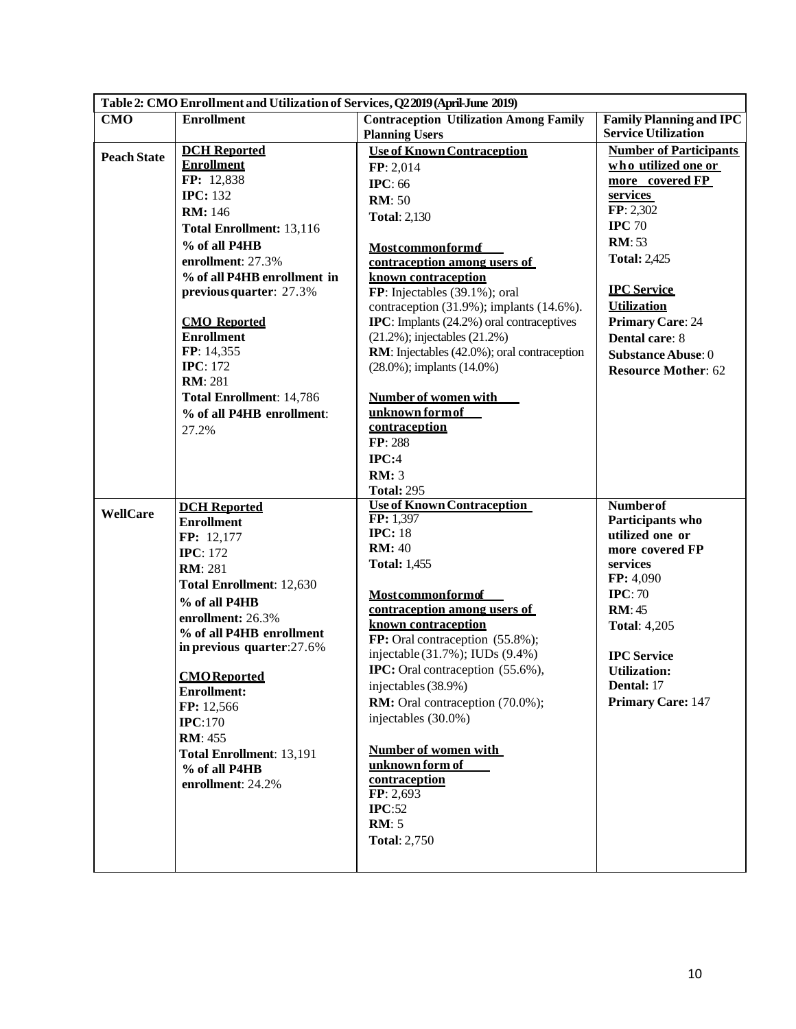| Table 2: CMO Enrollment and Utilization of Services, Q2 2019 (April-June 2019) | | | |
|---|---|---|---|
| **CMO** | **Enrollment** | **Contraception Utilization Among Family Planning Users** | **Family Planning and IPC Service Utilization** |
| **Peach State** | **DCH Reported Enrollment**<br>**FP:** 12,838<br>**IPC:** 132<br>**RM:** 146<br>**Total Enrollment:** 13,116<br>**% of all P4HB enrollment**: 27.3%<br>**% of all P4HB enrollment in previous quarter**: 27.3%<br><br>**CMO Reported Enrollment**<br>**FP**: 14,355<br>**IPC**: 172<br>**RM**: 281<br>**Total Enrollment**: 14,786<br>**% of all P4HB enrollment**: 27.2% | **Use of Known Contraception**<br>**FP**: 2,014<br>**IPC**: 66<br>**RM**: 50<br>**Total**: 2,130<br><br>**Most common form of contraception among users of known contraception**<br>**FP**: Injectables (39.1%); oral contraception (31.9%); implants (14.6%).<br>**IPC**: Implants (24.2%) oral contraceptives (21.2%); injectables (21.2%)<br>**RM**: Injectables (42.0%); oral contraception (28.0%); implants (14.0%)<br><br>**Number of women with unknown form of contraception**<br>**FP**: 288<br>**IPC**:4<br>**RM:** 3<br>**Total:** 295 | **Number of Participants who utilized one or more covered FP services**<br>**FP**: 2,302<br>**IPC** 70<br>**RM**: 53<br>**Total:** 2,425<br><br>**IPC Service Utilization**<br>**Primary Care**: 24<br>**Dental care**: 8<br>**Substance Abuse**: 0<br>**Resource Mother**: 62 |
| **WellCare** | **DCH Reported Enrollment**<br>**FP:** 12,177<br>**IPC**: 172<br>**RM**: 281<br>**Total Enrollment**: 12,630<br>**% of all P4HB enrollment:** 26.3%<br>**% of all P4HB enrollment in previous quarter**:27.6%<br><br>**CMO Reported Enrollment:**<br>**FP:** 12,566<br>**IPC**:170<br>**RM**: 455<br>**Total Enrollment**: 13,191<br>**% of all P4HB enrollment**: 24.2% | **Use of Known Contraception**<br>**FP:** 1,397<br>**IPC:** 18<br>**RM:** 40<br>**Total:** 1,455<br><br>**Most common form of contraception among users of known contraception**<br>**FP:** Oral contraception (55.8%); injectable (31.7%); IUDs (9.4%)<br>**IPC:** Oral contraception (55.6%), injectables (38.9%)<br>**RM:** Oral contraception (70.0%); injectables (30.0%)<br><br>**Number of women with unknown form of contraception**<br>**FP**: 2,693<br>**IPC**:52<br>**RM**: 5<br>**Total**: 2,750 | **Number of Participants who utilized one or more covered FP services**<br>**FP:** 4,090<br>**IPC**: 70<br>**RM**: 45<br>**Total**: 4,205<br><br>**IPC Service Utilization:**<br>**Dental:** 17<br>**Primary Care:** 147 |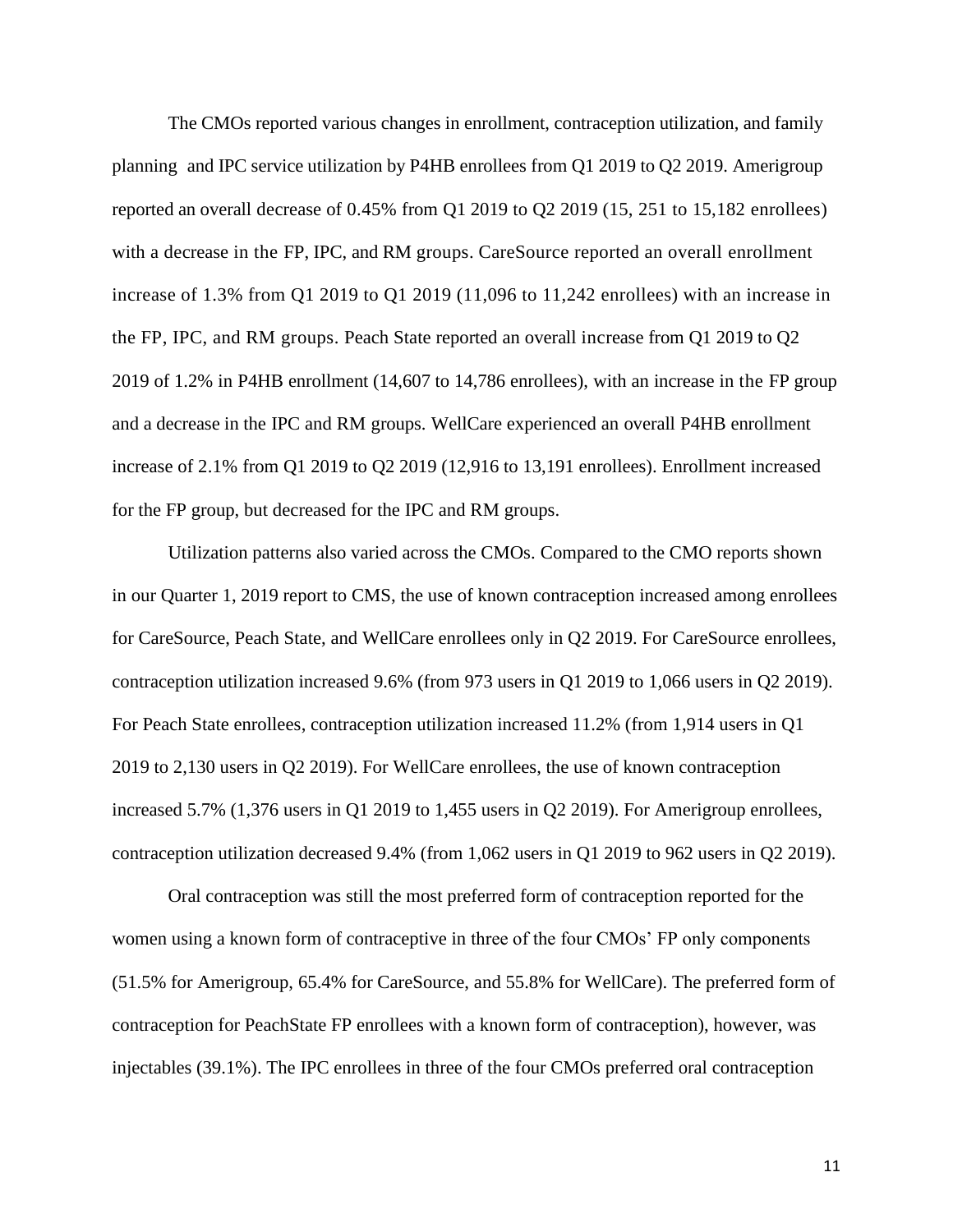The CMOs reported various changes in enrollment, contraception utilization, and family planning and IPC service utilization by P4HB enrollees from Q1 2019 to Q2 2019. Amerigroup reported an overall decrease of 0.45% from Q1 2019 to Q2 2019 (15, 251 to 15,182 enrollees) with a decrease in the FP, IPC, and RM groups. CareSource reported an overall enrollment increase of 1.3% from Q1 2019 to Q1 2019 (11,096 to 11,242 enrollees) with an increase in the FP, IPC, and RM groups. Peach State reported an overall increase from Q1 2019 to Q2 2019 of 1.2% in P4HB enrollment (14,607 to 14,786 enrollees), with an increase in the FP group and a decrease in the IPC and RM groups. WellCare experienced an overall P4HB enrollment increase of 2.1% from Q1 2019 to Q2 2019 (12,916 to 13,191 enrollees). Enrollment increased for the FP group, but decreased for the IPC and RM groups.

Utilization patterns also varied across the CMOs. Compared to the CMO reports shown in our Quarter 1, 2019 report to CMS, the use of known contraception increased among enrollees for CareSource, Peach State, and WellCare enrollees only in Q2 2019. For CareSource enrollees, contraception utilization increased 9.6% (from 973 users in Q1 2019 to 1,066 users in Q2 2019). For Peach State enrollees, contraception utilization increased 11.2% (from 1,914 users in Q1 2019 to 2,130 users in Q2 2019). For WellCare enrollees, the use of known contraception increased 5.7% (1,376 users in Q1 2019 to 1,455 users in Q2 2019). For Amerigroup enrollees, contraception utilization decreased 9.4% (from 1,062 users in Q1 2019 to 962 users in Q2 2019).

Oral contraception was still the most preferred form of contraception reported for the women using a known form of contraceptive in three of the four CMOs' FP only components (51.5% for Amerigroup, 65.4% for CareSource, and 55.8% for WellCare). The preferred form of contraception for PeachState FP enrollees with a known form of contraception), however, was injectables (39.1%). The IPC enrollees in three of the four CMOs preferred oral contraception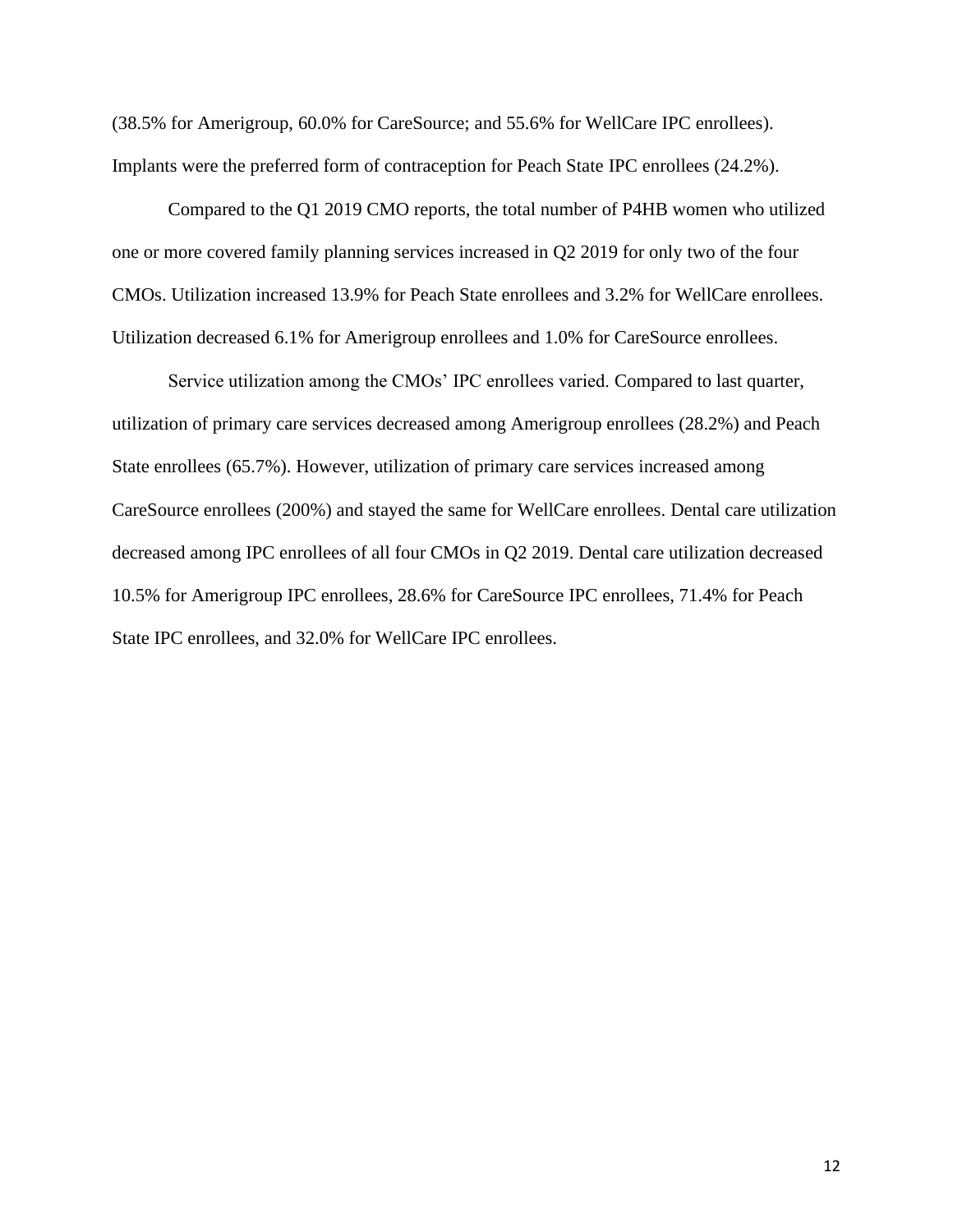(38.5% for Amerigroup, 60.0% for CareSource; and 55.6% for WellCare IPC enrollees). Implants were the preferred form of contraception for Peach State IPC enrollees (24.2%).

Compared to the Q1 2019 CMO reports, the total number of P4HB women who utilized one or more covered family planning services increased in Q2 2019 for only two of the four CMOs. Utilization increased 13.9% for Peach State enrollees and 3.2% for WellCare enrollees. Utilization decreased 6.1% for Amerigroup enrollees and 1.0% for CareSource enrollees.

Service utilization among the CMOs' IPC enrollees varied. Compared to last quarter, utilization of primary care services decreased among Amerigroup enrollees (28.2%) and Peach State enrollees (65.7%). However, utilization of primary care services increased among CareSource enrollees (200%) and stayed the same for WellCare enrollees. Dental care utilization decreased among IPC enrollees of all four CMOs in Q2 2019. Dental care utilization decreased 10.5% for Amerigroup IPC enrollees, 28.6% for CareSource IPC enrollees, 71.4% for Peach State IPC enrollees, and 32.0% for WellCare IPC enrollees.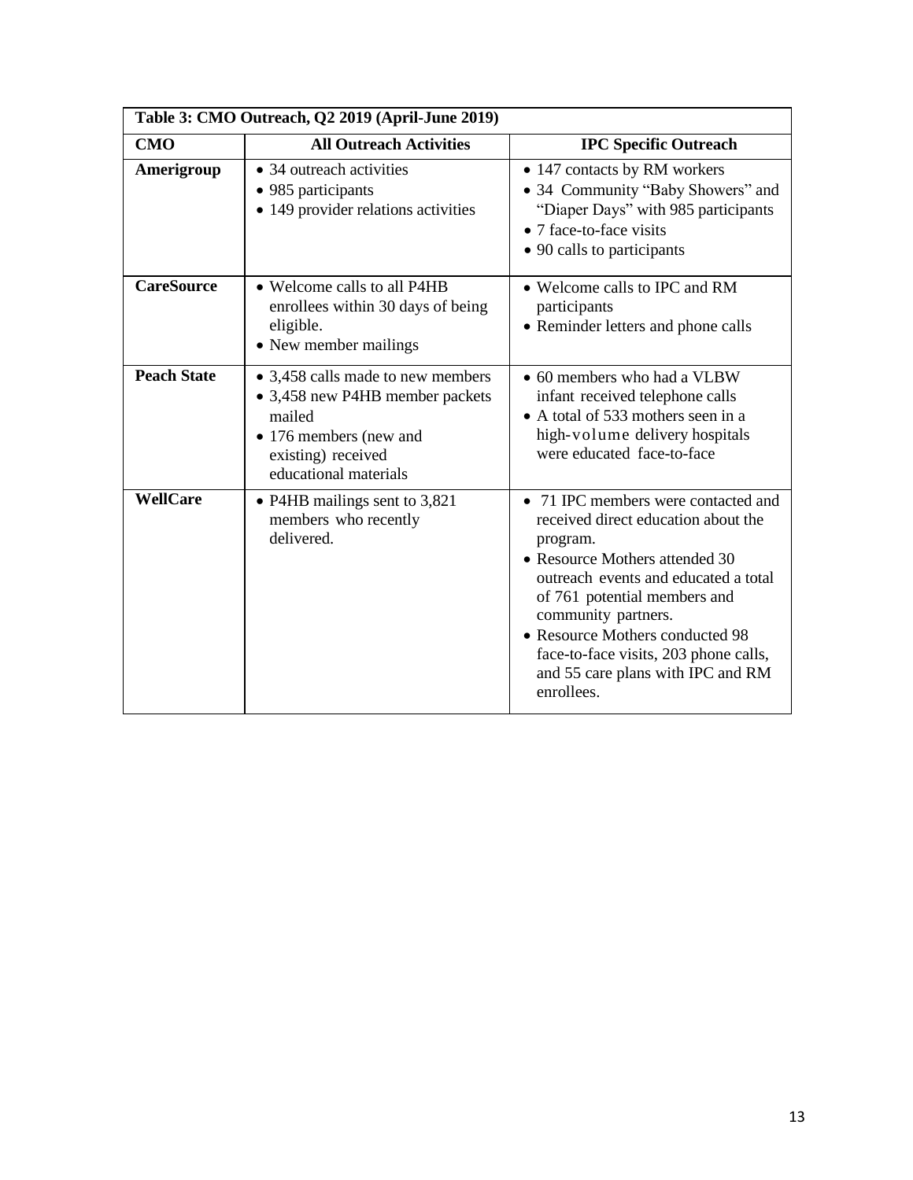| Table 3: CMO Outreach, Q2 2019 (April-June 2019) | | |
|---|---|---|
| **CMO** | **All Outreach Activities** | **IPC Specific Outreach** |
| **Amerigroup** | • 34 outreach activities<br>• 985 participants<br>• 149 provider relations activities | • 147 contacts by RM workers<br>• 34 Community "Baby Showers" and "Diaper Days" with 985 participants<br>• 7 face-to-face visits<br>• 90 calls to participants |
| **CareSource** | • Welcome calls to all P4HB enrollees within 30 days of being eligible.<br>• New member mailings | • Welcome calls to IPC and RM participants<br>• Reminder letters and phone calls |
| **Peach State** | • 3,458 calls made to new members<br>• 3,458 new P4HB member packets mailed<br>• 176 members (new and existing) received educational materials | • 60 members who had a VLBW infant received telephone calls<br>• A total of 533 mothers seen in a high-volume delivery hospitals were educated face-to-face |
| **WellCare** | • P4HB mailings sent to 3,821 members who recently delivered. | • 71 IPC members were contacted and received direct education about the program.<br>• Resource Mothers attended 30 outreach events and educated a total of 761 potential members and community partners.<br>• Resource Mothers conducted 98 face-to-face visits, 203 phone calls, and 55 care plans with IPC and RM enrollees. |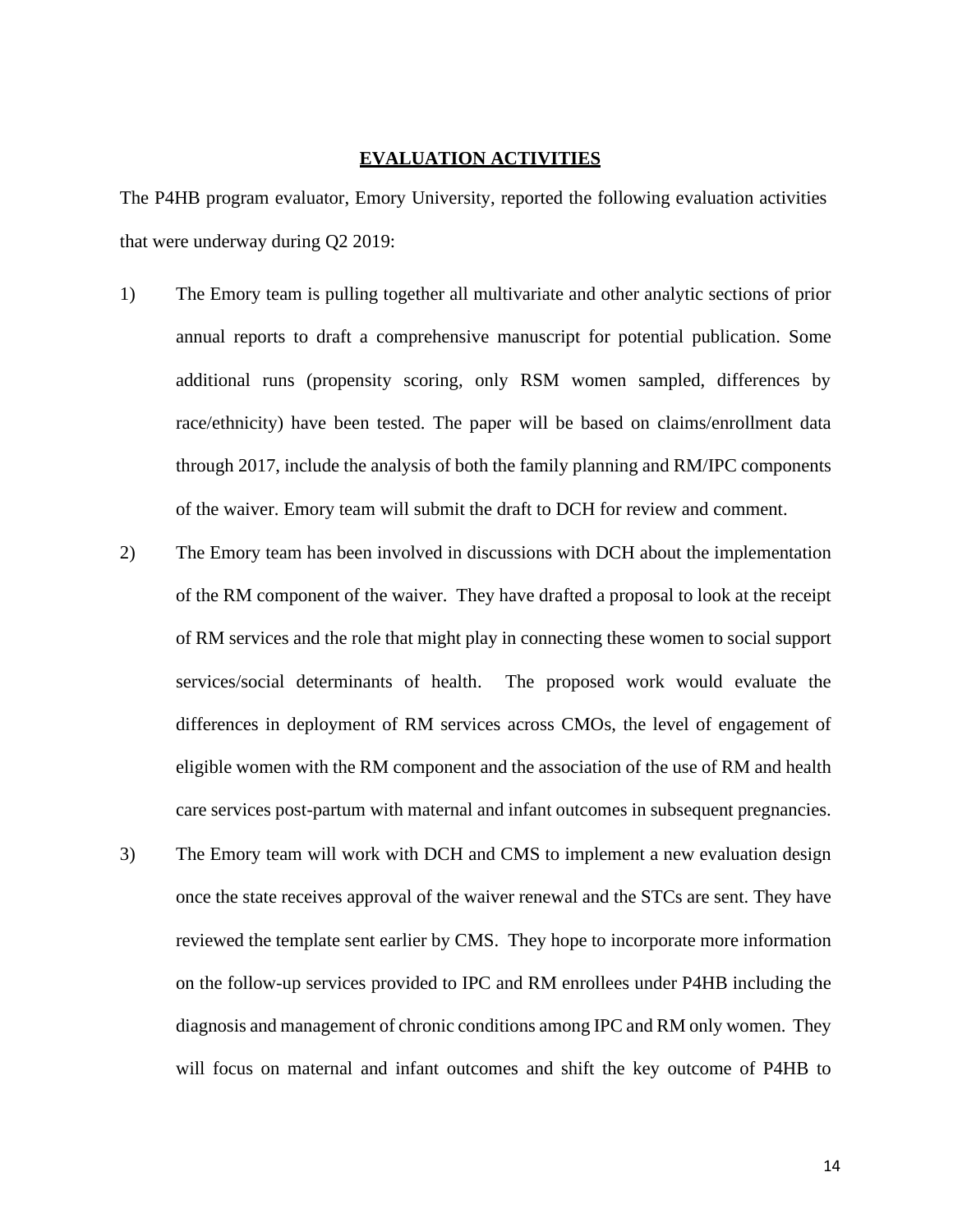## EVALUATION ACTIVITIES

The P4HB program evaluator, Emory University, reported the following evaluation activities that were underway during Q2 2019:

1) The Emory team is pulling together all multivariate and other analytic sections of prior annual reports to draft a comprehensive manuscript for potential publication. Some additional runs (propensity scoring, only RSM women sampled, differences by race/ethnicity) have been tested. The paper will be based on claims/enrollment data through 2017, include the analysis of both the family planning and RM/IPC components of the waiver. Emory team will submit the draft to DCH for review and comment.

2) The Emory team has been involved in discussions with DCH about the implementation of the RM component of the waiver. They have drafted a proposal to look at the receipt of RM services and the role that might play in connecting these women to social support services/social determinants of health. The proposed work would evaluate the differences in deployment of RM services across CMOs, the level of engagement of eligible women with the RM component and the association of the use of RM and health care services post-partum with maternal and infant outcomes in subsequent pregnancies.

3) The Emory team will work with DCH and CMS to implement a new evaluation design once the state receives approval of the waiver renewal and the STCs are sent. They have reviewed the template sent earlier by CMS. They hope to incorporate more information on the follow-up services provided to IPC and RM enrollees under P4HB including the diagnosis and management of chronic conditions among IPC and RM only women. They will focus on maternal and infant outcomes and shift the key outcome of P4HB to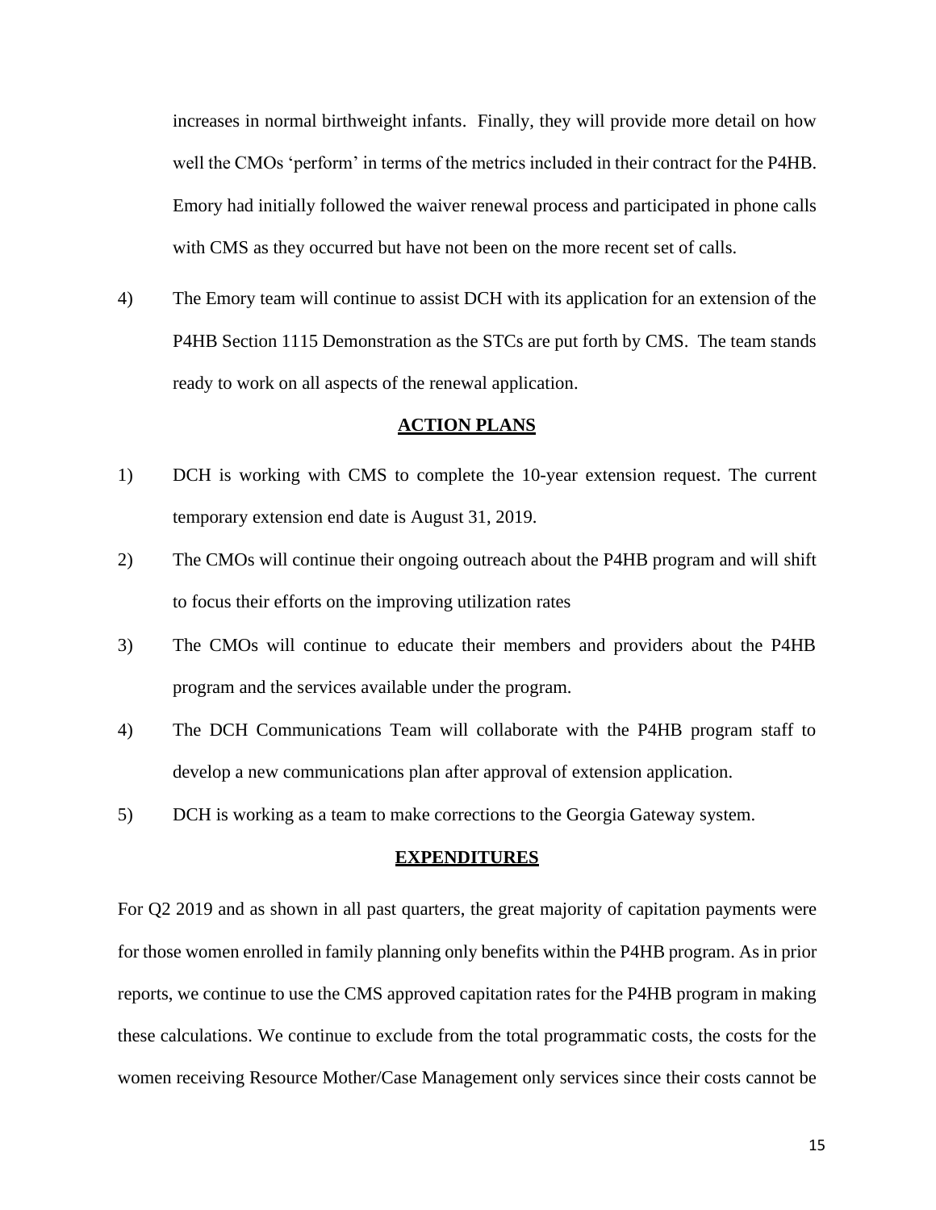increases in normal birthweight infants. Finally, they will provide more detail on how well the CMOs 'perform' in terms of the metrics included in their contract for the P4HB. Emory had initially followed the waiver renewal process and participated in phone calls with CMS as they occurred but have not been on the more recent set of calls.

4) The Emory team will continue to assist DCH with its application for an extension of the P4HB Section 1115 Demonstration as the STCs are put forth by CMS. The team stands ready to work on all aspects of the renewal application.

## ACTION PLANS

1) DCH is working with CMS to complete the 10-year extension request. The current temporary extension end date is August 31, 2019.
2) The CMOs will continue their ongoing outreach about the P4HB program and will shift to focus their efforts on the improving utilization rates
3) The CMOs will continue to educate their members and providers about the P4HB program and the services available under the program.
4) The DCH Communications Team will collaborate with the P4HB program staff to develop a new communications plan after approval of extension application.
5) DCH is working as a team to make corrections to the Georgia Gateway system.

## EXPENDITURES

For Q2 2019 and as shown in all past quarters, the great majority of capitation payments were for those women enrolled in family planning only benefits within the P4HB program. As in prior reports, we continue to use the CMS approved capitation rates for the P4HB program in making these calculations. We continue to exclude from the total programmatic costs, the costs for the women receiving Resource Mother/Case Management only services since their costs cannot be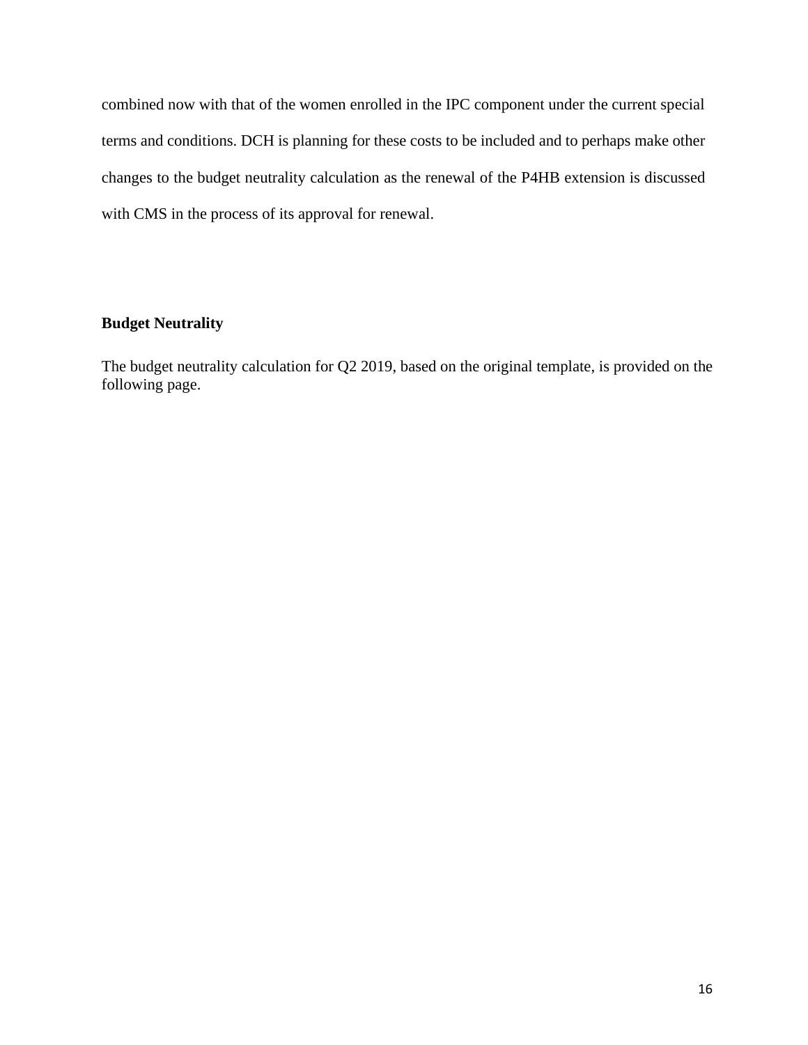combined now with that of the women enrolled in the IPC component under the current special terms and conditions. DCH is planning for these costs to be included and to perhaps make other changes to the budget neutrality calculation as the renewal of the P4HB extension is discussed with CMS in the process of its approval for renewal.

**Budget Neutrality**

The budget neutrality calculation for Q2 2019, based on the original template, is provided on the following page.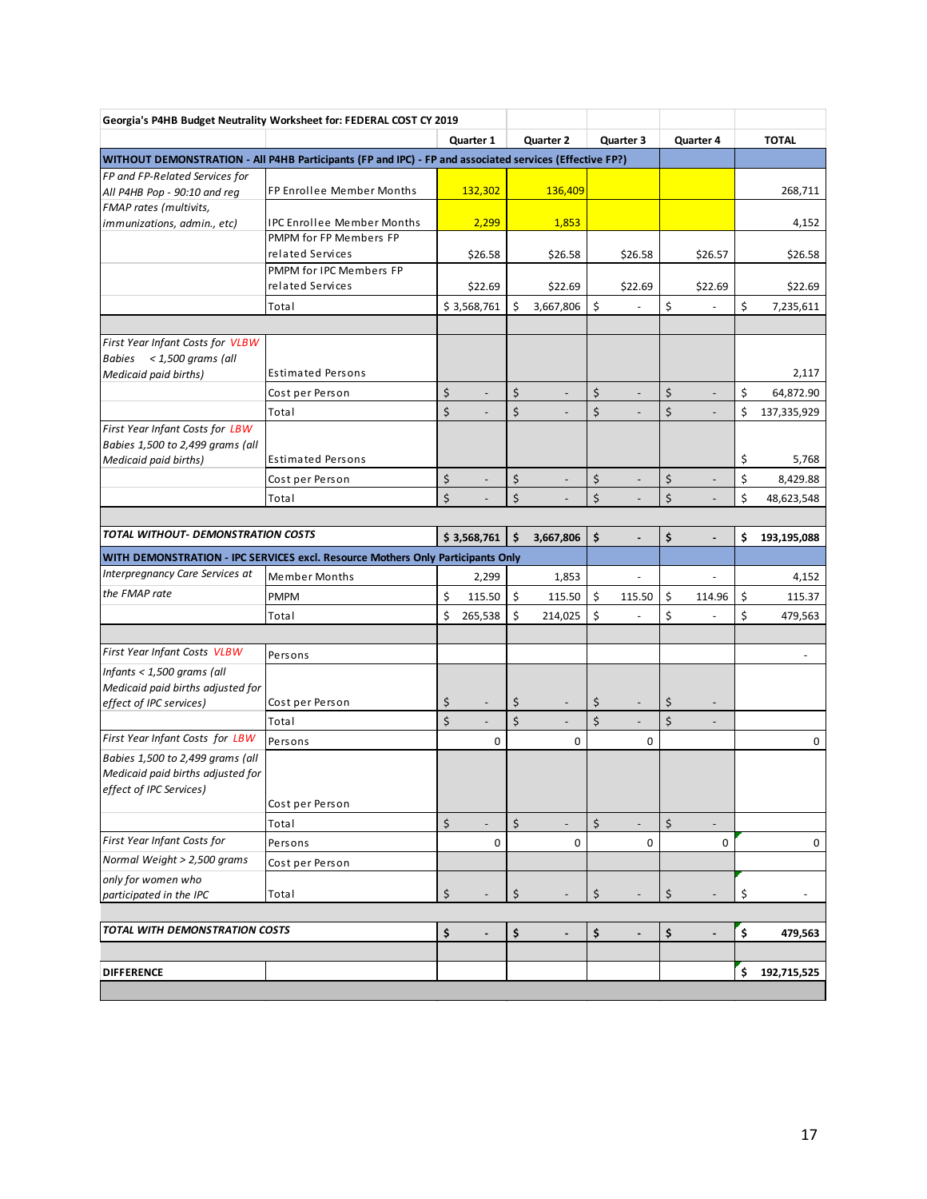| Georgia's P4HB Budget Neutrality Worksheet for: FEDERAL COST CY 2019 | | | | | | |
|---|---|---|---|---|---|---|
| | | Quarter 1 | Quarter 2 | Quarter 3 | Quarter 4 | TOTAL |
| **WITHOUT DEMONSTRATION - All P4HB Participants (FP and IPC) - FP and associated services (Effective FP?)** | | | | | | |
| *FP and FP-Related Services for All P4HB Pop - 90:10 and reg* | FP Enrollee Member Months | 132,302 | 136,409 | | | 268,711 |
| *FMAP rates (multivits, immunizations, admin., etc)* | IPC Enrollee Member Months | 2,299 | 1,853 | | | 4,152 |
| | PMPM for FP Members FP related Services | $26.58 | $26.58 | $26.58 | $26.57 | $26.58 |
| | PMPM for IPC Members FP related Services | $22.69 | $22.69 | $22.69 | $22.69 | $22.69 |
| | Total | $ 3,568,761 | $ 3,667,806 | $ - | $ - | $ 7,235,611 |
| | | | | | | |
| *First Year Infant Costs for VLBW Babies < 1,500 grams (all Medicaid paid births)* | Estimated Persons | | | | | 2,117 |
| | Cost per Person | $ - | $ - | $ - | $ - | $ 64,872.90 |
| | Total | $ - | $ - | $ - | $ - | $ 137,335,929 |
| *First Year Infant Costs for LBW Babies 1,500 to 2,499 grams (all Medicaid paid births)* | Estimated Persons | | | | | $ 5,768 |
| | Cost per Person | $ - | $ - | $ - | $ - | $ 8,429.88 |
| | Total | $ - | $ - | $ - | $ - | $ 48,623,548 |
| | | | | | | |
| ***TOTAL WITHOUT- DEMONSTRATION COSTS*** | | **$ 3,568,761** | **$ 3,667,806** | **$ -** | **$ -** | **$ 193,195,088** |
| **WITH DEMONSTRATION - IPC SERVICES excl. Resource Mothers Only Participants Only** | | | | | | |
| *Interpregnancy Care Services at* | Member Months | 2,299 | 1,853 | - | - | 4,152 |
| *the FMAP rate* | PMPM | $ 115.50 | $ 115.50 | $ 115.50 | $ 114.96 | $ 115.37 |
| | Total | $ 265,538 | $ 214,025 | $ - | $ - | $ 479,563 |
| | | | | | | |
| *First Year Infant Costs VLBW* | Persons | | | | | - |
| *Infants < 1,500 grams (all Medicaid paid births adjusted for effect of IPC services)* | Cost per Person | $ - | $ - | $ - | $ - | |
| | Total | $ - | $ - | $ - | $ - | |
| *First Year Infant Costs for LBW* | Persons | 0 | 0 | 0 | | 0 |
| *Babies 1,500 to 2,499 grams (all Medicaid paid births adjusted for effect of IPC Services)* | Cost per Person | | | | | |
| | Total | $ - | $ - | $ - | $ - | |
| *First Year Infant Costs for* | Persons | 0 | 0 | 0 | 0 | 0 |
| *Normal Weight > 2,500 grams* | Cost per Person | | | | | |
| *only for women who participated in the IPC* | Total | $ - | $ - | $ - | $ - | $ - |
| | | | | | | |
| ***TOTAL WITH DEMONSTRATION COSTS*** | | **$ -** | **$ -** | **$ -** | **$ -** | **$ 479,563** |
| | | | | | | |
| **DIFFERENCE** | | | | | | **$ 192,715,525** |